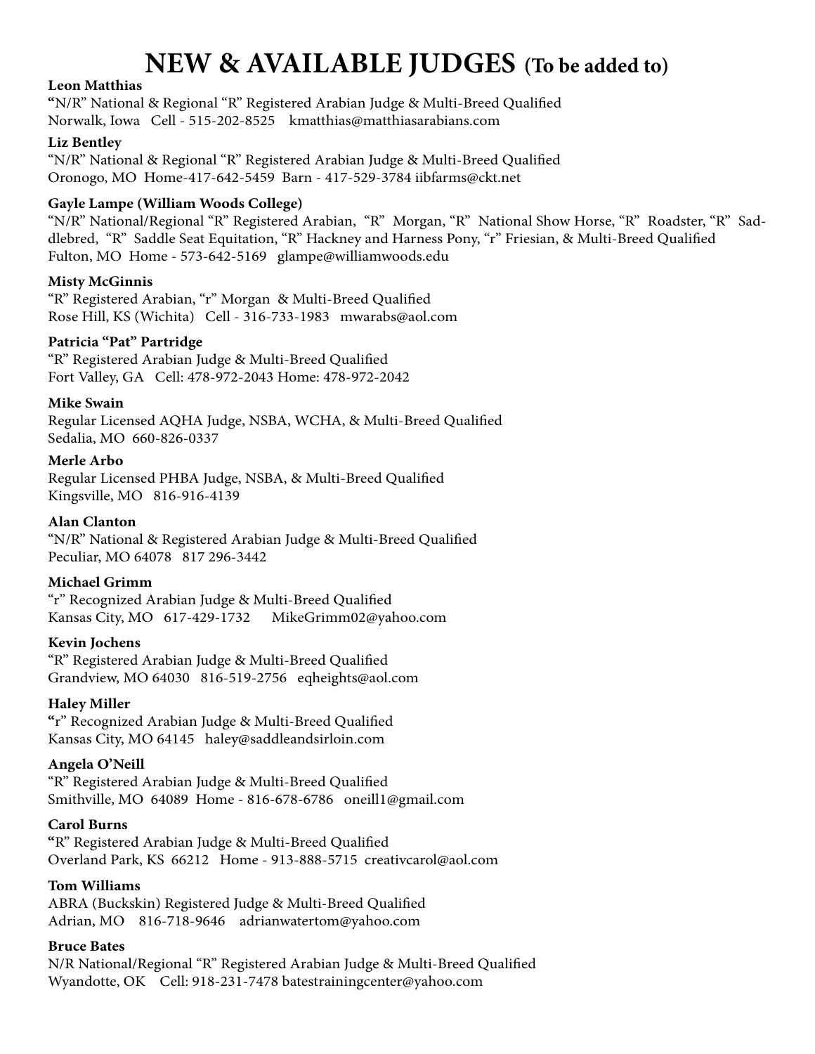# NEW & AVAILABLE JUDGES (To be added to)

**Leon Matthias**
"N/R" National & Regional "R" Registered Arabian Judge & Multi-Breed Qualified
Norwalk, Iowa   Cell - 515-202-8525   kmatthias@matthiasarabians.com

**Liz Bentley**
"N/R" National & Regional "R" Registered Arabian Judge & Multi-Breed Qualified
Oronogo, MO  Home-417-642-5459  Barn - 417-529-3784 iibfarms@ckt.net

**Gayle Lampe (William Woods College)**
"N/R" National/Regional "R" Registered Arabian, "R" Morgan, "R" National Show Horse, "R" Roadster, "R" Saddlebred, "R" Saddle Seat Equitation, "R" Hackney and Harness Pony, "r" Friesian, & Multi-Breed Qualified
Fulton, MO  Home - 573-642-5169   glampe@williamwoods.edu

**Misty McGinnis**
"R" Registered Arabian, "r" Morgan & Multi-Breed Qualified
Rose Hill, KS (Wichita)   Cell - 316-733-1983   mwarabs@aol.com

**Patricia "Pat" Partridge**
"R" Registered Arabian Judge & Multi-Breed Qualified
Fort Valley, GA   Cell: 478-972-2043 Home: 478-972-2042

**Mike Swain**
Regular Licensed AQHA Judge, NSBA, WCHA, & Multi-Breed Qualified
Sedalia, MO  660-826-0337

**Merle Arbo**
Regular Licensed PHBA Judge, NSBA, & Multi-Breed Qualified
Kingsville, MO   816-916-4139

**Alan Clanton**
"N/R" National & Registered Arabian Judge & Multi-Breed Qualified
Peculiar, MO 64078   817 296-3442

**Michael Grimm**
"r" Recognized Arabian Judge & Multi-Breed Qualified
Kansas City, MO   617-429-1732   MikeGrimm02@yahoo.com

**Kevin Jochens**
"R" Registered Arabian Judge & Multi-Breed Qualified
Grandview, MO 64030   816-519-2756   eqheights@aol.com

**Haley Miller**
"r" Recognized Arabian Judge & Multi-Breed Qualified
Kansas City, MO 64145   haley@saddleandsirloin.com

**Angela O'Neill**
"R" Registered Arabian Judge & Multi-Breed Qualified
Smithville, MO  64089  Home - 816-678-6786   oneill1@gmail.com

**Carol Burns**
"R" Registered Arabian Judge & Multi-Breed Qualified
Overland Park, KS  66212   Home - 913-888-5715  creativcarol@aol.com

**Tom Williams**
ABRA (Buckskin) Registered Judge & Multi-Breed Qualified
Adrian, MO   816-718-9646   adrianwatertom@yahoo.com

**Bruce Bates**
N/R National/Regional "R" Registered Arabian Judge & Multi-Breed Qualified
Wyandotte, OK   Cell: 918-231-7478 batestrainingcenter@yahoo.com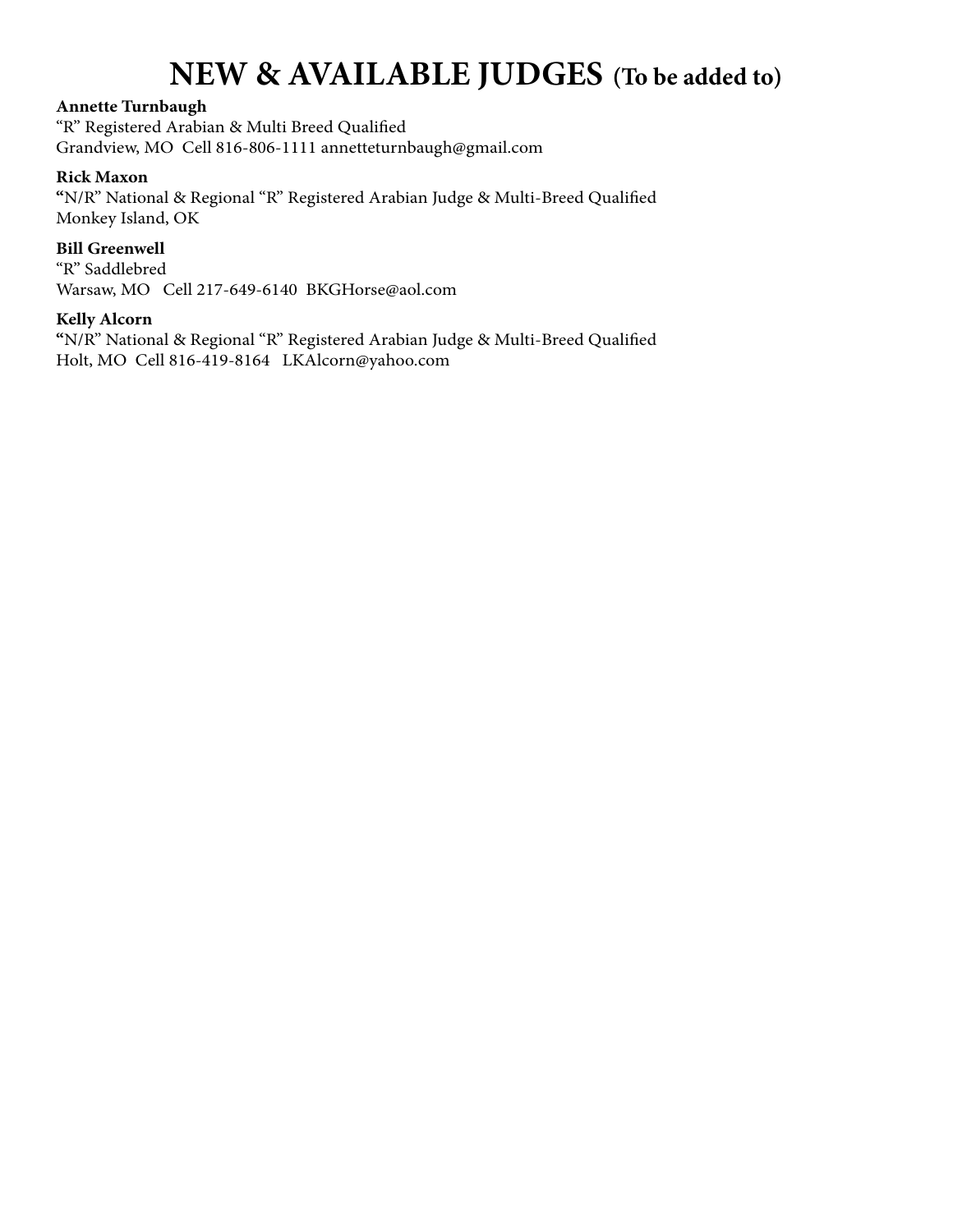# NEW & AVAILABLE JUDGES (To be added to)

**Annette Turnbaugh**
"R" Registered Arabian & Multi Breed Qualified
Grandview, MO Cell 816-806-1111 annetteturnbaugh@gmail.com

**Rick Maxon**
"N/R" National & Regional "R" Registered Arabian Judge & Multi-Breed Qualified
Monkey Island, OK

**Bill Greenwell**
"R" Saddlebred
Warsaw, MO Cell 217-649-6140 BKGHorse@aol.com

**Kelly Alcorn**
"N/R" National & Regional "R" Registered Arabian Judge & Multi-Breed Qualified
Holt, MO Cell 816-419-8164 LKAlcorn@yahoo.com